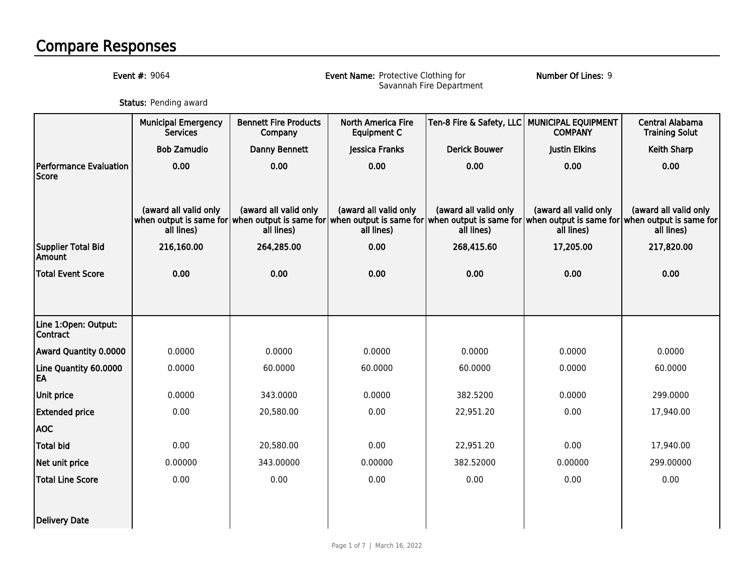# Compare Responses

**Event #:** 9064

**Event Name:** Protective Clothing for Savannah Fire Department

**Number Of Lines:** 9

**Status:** Pending award

| | Municipal Emergency Services | Bennett Fire Products Company | North America Fire Equipment C | Ten-8 Fire & Safety, LLC | MUNICIPAL EQUIPMENT COMPANY | Central Alabama Training Solut |
|---|---|---|---|---|---|---|
| | Bob Zamudio | Danny Bennett | Jessica Franks | Derick Bouwer | Justin Elkins | Keith Sharp |
| **Performance Evaluation Score** | 0.00 | 0.00 | 0.00 | 0.00 | 0.00 | 0.00 |
| | (award all valid only when output is same for all lines) | (award all valid only when output is same for all lines) | (award all valid only when output is same for all lines) | (award all valid only when output is same for all lines) | (award all valid only when output is same for all lines) | (award all valid only when output is same for all lines) |
| **Supplier Total Bid Amount** | 216,160.00 | 264,285.00 | 0.00 | 268,415.60 | 17,205.00 | 217,820.00 |
| **Total Event Score** | 0.00 | 0.00 | 0.00 | 0.00 | 0.00 | 0.00 |
| **Line 1:Open: Output: Contract** | | | | | | |
| **Award Quantity 0.0000** | 0.0000 | 0.0000 | 0.0000 | 0.0000 | 0.0000 | 0.0000 |
| **Line Quantity 60.0000 EA** | 0.0000 | 60.0000 | 60.0000 | 60.0000 | 0.0000 | 60.0000 |
| **Unit price** | 0.0000 | 343.0000 | 0.0000 | 382.5200 | 0.0000 | 299.0000 |
| **Extended price** | 0.00 | 20,580.00 | 0.00 | 22,951.20 | 0.00 | 17,940.00 |
| **AOC** | | | | | | |
| **Total bid** | 0.00 | 20,580.00 | 0.00 | 22,951.20 | 0.00 | 17,940.00 |
| **Net unit price** | 0.00000 | 343.00000 | 0.00000 | 382.52000 | 0.00000 | 299.00000 |
| **Total Line Score** | 0.00 | 0.00 | 0.00 | 0.00 | 0.00 | 0.00 |
| **Delivery Date** | | | | | | |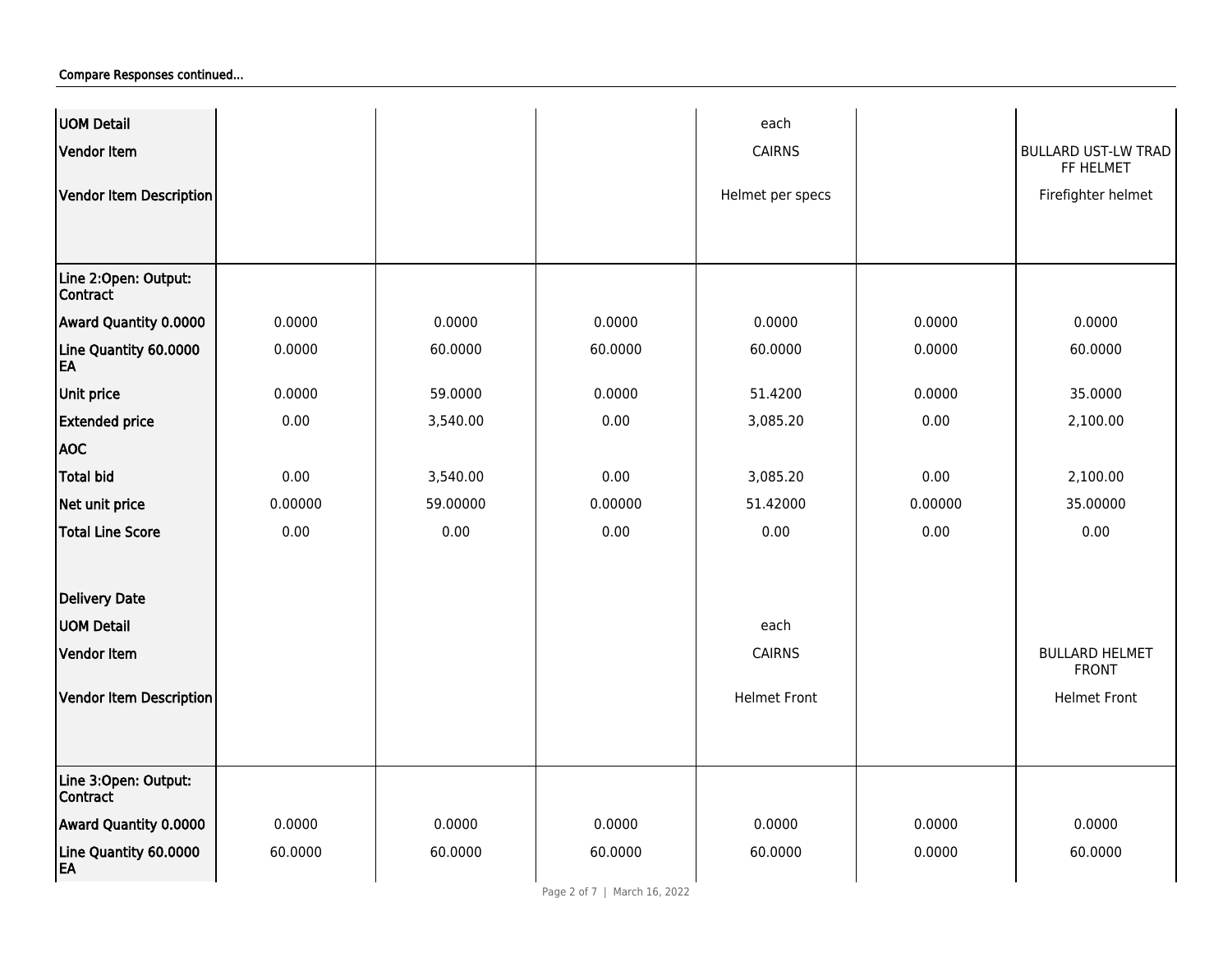Compare Responses continued...

| | | | | | | |
|---|---|---|---|---|---|---|
| **UOM Detail** | | | | each | | |
| **Vendor Item** | | | | CAIRNS | | BULLARD UST-LW TRAD FF HELMET |
| **Vendor Item Description** | | | | Helmet per specs | | Firefighter helmet |
| **Line 2:Open: Output: Contract** | | | | | | |
| **Award Quantity 0.0000** | 0.0000 | 0.0000 | 0.0000 | 0.0000 | 0.0000 | 0.0000 |
| **Line Quantity 60.0000 EA** | 0.0000 | 60.0000 | 60.0000 | 60.0000 | 0.0000 | 60.0000 |
| **Unit price** | 0.0000 | 59.0000 | 0.0000 | 51.4200 | 0.0000 | 35.0000 |
| **Extended price** | 0.00 | 3,540.00 | 0.00 | 3,085.20 | 0.00 | 2,100.00 |
| **AOC** | | | | | | |
| **Total bid** | 0.00 | 3,540.00 | 0.00 | 3,085.20 | 0.00 | 2,100.00 |
| **Net unit price** | 0.00000 | 59.00000 | 0.00000 | 51.42000 | 0.00000 | 35.00000 |
| **Total Line Score** | 0.00 | 0.00 | 0.00 | 0.00 | 0.00 | 0.00 |
| **Delivery Date** | | | | | | |
| **UOM Detail** | | | | each | | |
| **Vendor Item** | | | | CAIRNS | | BULLARD HELMET FRONT |
| **Vendor Item Description** | | | | Helmet Front | | Helmet Front |
| **Line 3:Open: Output: Contract** | | | | | | |
| **Award Quantity 0.0000** | 0.0000 | 0.0000 | 0.0000 | 0.0000 | 0.0000 | 0.0000 |
| **Line Quantity 60.0000 EA** | 60.0000 | 60.0000 | 60.0000 | 60.0000 | 0.0000 | 60.0000 |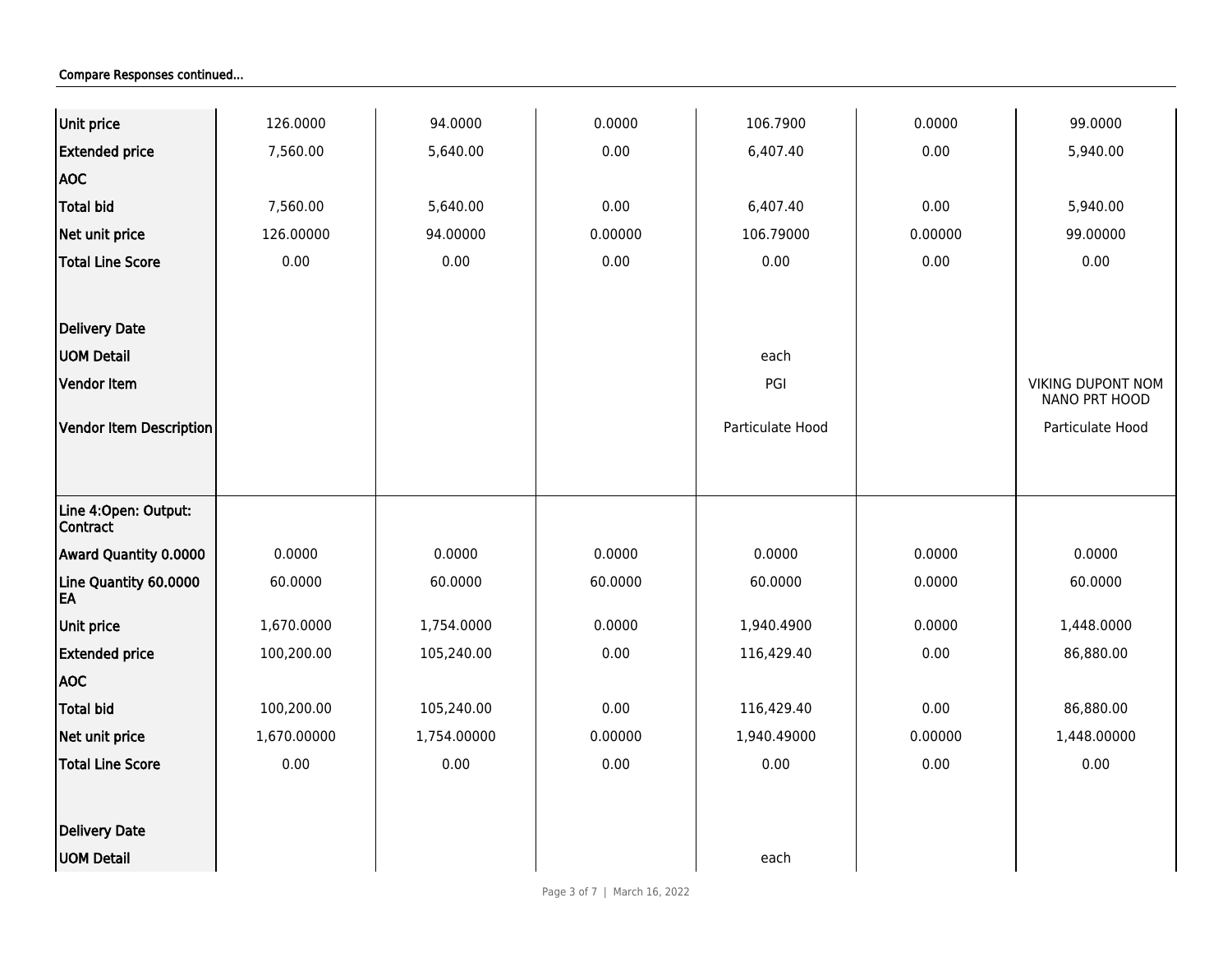Compare Responses continued...

| | | | | | | |
|---|---|---|---|---|---|---|
| Unit price | 126.0000 | 94.0000 | 0.0000 | 106.7900 | 0.0000 | 99.0000 |
| Extended price | 7,560.00 | 5,640.00 | 0.00 | 6,407.40 | 0.00 | 5,940.00 |
| AOC | | | | | | |
| Total bid | 7,560.00 | 5,640.00 | 0.00 | 6,407.40 | 0.00 | 5,940.00 |
| Net unit price | 126.00000 | 94.00000 | 0.00000 | 106.79000 | 0.00000 | 99.00000 |
| Total Line Score | 0.00 | 0.00 | 0.00 | 0.00 | 0.00 | 0.00 |
| Delivery Date | | | | | | |
| UOM Detail | | | | each | | |
| Vendor Item | | | | PGI | | VIKING DUPONT NOM NANO PRT HOOD |
| Vendor Item Description | | | | Particulate Hood | | Particulate Hood |
| Line 4:Open: Output: Contract | | | | | | |
| Award Quantity 0.0000 | 0.0000 | 0.0000 | 0.0000 | 0.0000 | 0.0000 | 0.0000 |
| Line Quantity 60.0000 EA | 60.0000 | 60.0000 | 60.0000 | 60.0000 | 0.0000 | 60.0000 |
| Unit price | 1,670.0000 | 1,754.0000 | 0.0000 | 1,940.4900 | 0.0000 | 1,448.0000 |
| Extended price | 100,200.00 | 105,240.00 | 0.00 | 116,429.40 | 0.00 | 86,880.00 |
| AOC | | | | | | |
| Total bid | 100,200.00 | 105,240.00 | 0.00 | 116,429.40 | 0.00 | 86,880.00 |
| Net unit price | 1,670.00000 | 1,754.00000 | 0.00000 | 1,940.49000 | 0.00000 | 1,448.00000 |
| Total Line Score | 0.00 | 0.00 | 0.00 | 0.00 | 0.00 | 0.00 |
| Delivery Date | | | | | | |
| UOM Detail | | | | each | | |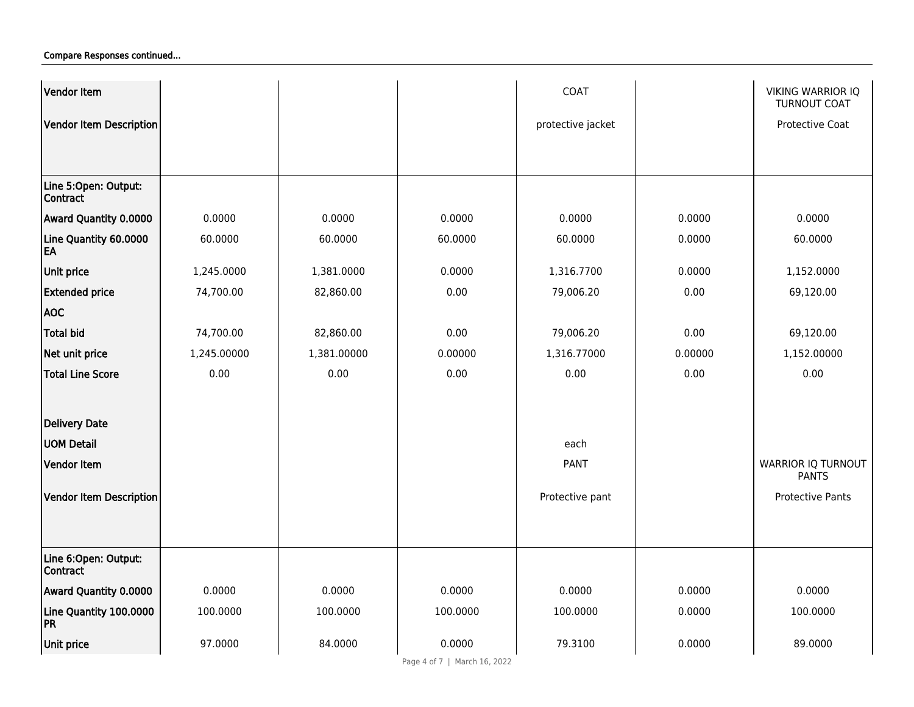**Compare Responses continued...**

| | | | | | | |
|---|---|---|---|---|---|---|
| **Vendor Item** | | | | COAT | | VIKING WARRIOR IQ TURNOUT COAT |
| **Vendor Item Description** | | | | protective jacket | | Protective Coat |
| **Line 5:Open: Output: Contract** | | | | | | |
| **Award Quantity 0.0000** | 0.0000 | 0.0000 | 0.0000 | 0.0000 | 0.0000 | 0.0000 |
| **Line Quantity 60.0000 EA** | 60.0000 | 60.0000 | 60.0000 | 60.0000 | 0.0000 | 60.0000 |
| **Unit price** | 1,245.0000 | 1,381.0000 | 0.0000 | 1,316.7700 | 0.0000 | 1,152.0000 |
| **Extended price** | 74,700.00 | 82,860.00 | 0.00 | 79,006.20 | 0.00 | 69,120.00 |
| **AOC** | | | | | | |
| **Total bid** | 74,700.00 | 82,860.00 | 0.00 | 79,006.20 | 0.00 | 69,120.00 |
| **Net unit price** | 1,245.00000 | 1,381.00000 | 0.00000 | 1,316.77000 | 0.00000 | 1,152.00000 |
| **Total Line Score** | 0.00 | 0.00 | 0.00 | 0.00 | 0.00 | 0.00 |
| **Delivery Date** | | | | | | |
| **UOM Detail** | | | | each | | |
| **Vendor Item** | | | | PANT | | WARRIOR IQ TURNOUT PANTS |
| **Vendor Item Description** | | | | Protective pant | | Protective Pants |
| **Line 6:Open: Output: Contract** | | | | | | |
| **Award Quantity 0.0000** | 0.0000 | 0.0000 | 0.0000 | 0.0000 | 0.0000 | 0.0000 |
| **Line Quantity 100.0000 PR** | 100.0000 | 100.0000 | 100.0000 | 100.0000 | 0.0000 | 100.0000 |
| **Unit price** | 97.0000 | 84.0000 | 0.0000 | 79.3100 | 0.0000 | 89.0000 |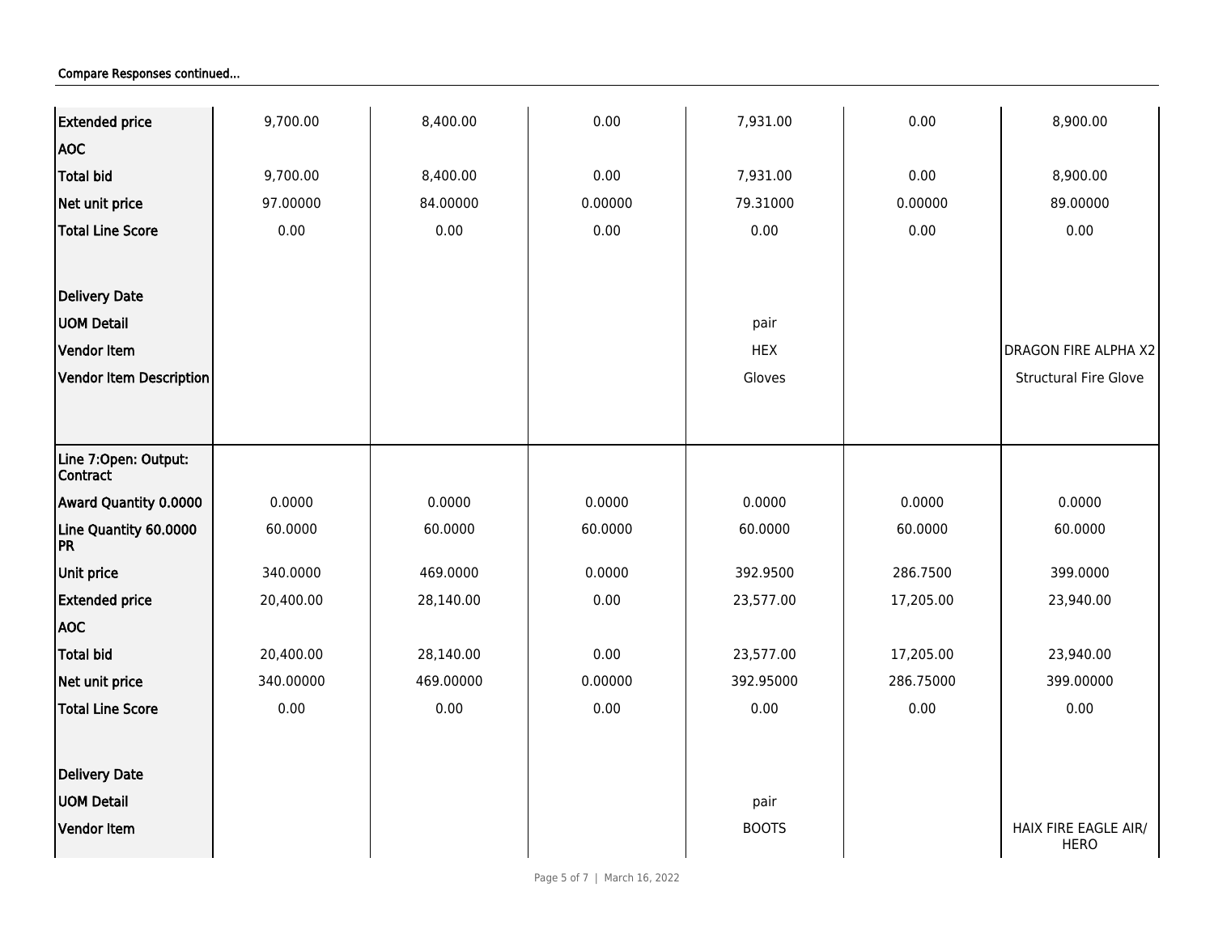Compare Responses continued...

| | | | | | | |
|---|---|---|---|---|---|---|
| **Extended price** | 9,700.00 | 8,400.00 | 0.00 | 7,931.00 | 0.00 | 8,900.00 |
| **AOC** | | | | | | |
| **Total bid** | 9,700.00 | 8,400.00 | 0.00 | 7,931.00 | 0.00 | 8,900.00 |
| **Net unit price** | 97.00000 | 84.00000 | 0.00000 | 79.31000 | 0.00000 | 89.00000 |
| **Total Line Score** | 0.00 | 0.00 | 0.00 | 0.00 | 0.00 | 0.00 |
| **Delivery Date** | | | | | | |
| **UOM Detail** | | | | pair | | |
| **Vendor Item** | | | | HEX | | DRAGON FIRE ALPHA X2 |
| **Vendor Item Description** | | | | Gloves | | Structural Fire Glove |
| **Line 7:Open: Output: Contract** | | | | | | |
| **Award Quantity 0.0000** | 0.0000 | 0.0000 | 0.0000 | 0.0000 | 0.0000 | 0.0000 |
| **Line Quantity 60.0000 PR** | 60.0000 | 60.0000 | 60.0000 | 60.0000 | 60.0000 | 60.0000 |
| **Unit price** | 340.0000 | 469.0000 | 0.0000 | 392.9500 | 286.7500 | 399.0000 |
| **Extended price** | 20,400.00 | 28,140.00 | 0.00 | 23,577.00 | 17,205.00 | 23,940.00 |
| **AOC** | | | | | | |
| **Total bid** | 20,400.00 | 28,140.00 | 0.00 | 23,577.00 | 17,205.00 | 23,940.00 |
| **Net unit price** | 340.00000 | 469.00000 | 0.00000 | 392.95000 | 286.75000 | 399.00000 |
| **Total Line Score** | 0.00 | 0.00 | 0.00 | 0.00 | 0.00 | 0.00 |
| **Delivery Date** | | | | | | |
| **UOM Detail** | | | | pair | | |
| **Vendor Item** | | | | BOOTS | | HAIX FIRE EAGLE AIR/ HERO |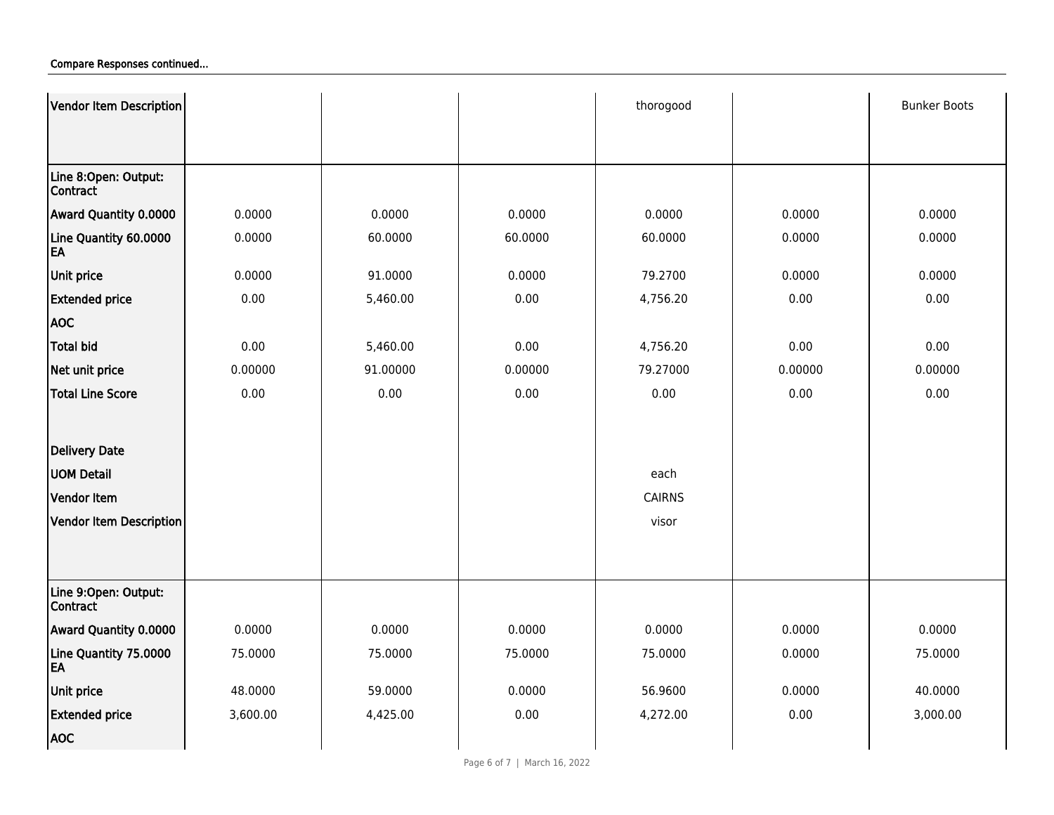Compare Responses continued...

| Vendor Item Description | | | | thorogood | | Bunker Boots |
|---|---|---|---|---|---|---|
| **Line 8:Open: Output: Contract** | | | | | | |
| **Award Quantity 0.0000** | 0.0000 | 0.0000 | 0.0000 | 0.0000 | 0.0000 | 0.0000 |
| **Line Quantity 60.0000 EA** | 0.0000 | 60.0000 | 60.0000 | 60.0000 | 0.0000 | 0.0000 |
| **Unit price** | 0.0000 | 91.0000 | 0.0000 | 79.2700 | 0.0000 | 0.0000 |
| **Extended price** | 0.00 | 5,460.00 | 0.00 | 4,756.20 | 0.00 | 0.00 |
| **AOC** | | | | | | |
| **Total bid** | 0.00 | 5,460.00 | 0.00 | 4,756.20 | 0.00 | 0.00 |
| **Net unit price** | 0.00000 | 91.00000 | 0.00000 | 79.27000 | 0.00000 | 0.00000 |
| **Total Line Score** | 0.00 | 0.00 | 0.00 | 0.00 | 0.00 | 0.00 |
| **Delivery Date** | | | | | | |
| **UOM Detail** | | | | each | | |
| **Vendor Item** | | | | CAIRNS | | |
| **Vendor Item Description** | | | | visor | | |
| **Line 9:Open: Output: Contract** | | | | | | |
| **Award Quantity 0.0000** | 0.0000 | 0.0000 | 0.0000 | 0.0000 | 0.0000 | 0.0000 |
| **Line Quantity 75.0000 EA** | 75.0000 | 75.0000 | 75.0000 | 75.0000 | 0.0000 | 75.0000 |
| **Unit price** | 48.0000 | 59.0000 | 0.0000 | 56.9600 | 0.0000 | 40.0000 |
| **Extended price** | 3,600.00 | 4,425.00 | 0.00 | 4,272.00 | 0.00 | 3,000.00 |
| **AOC** | | | | | | |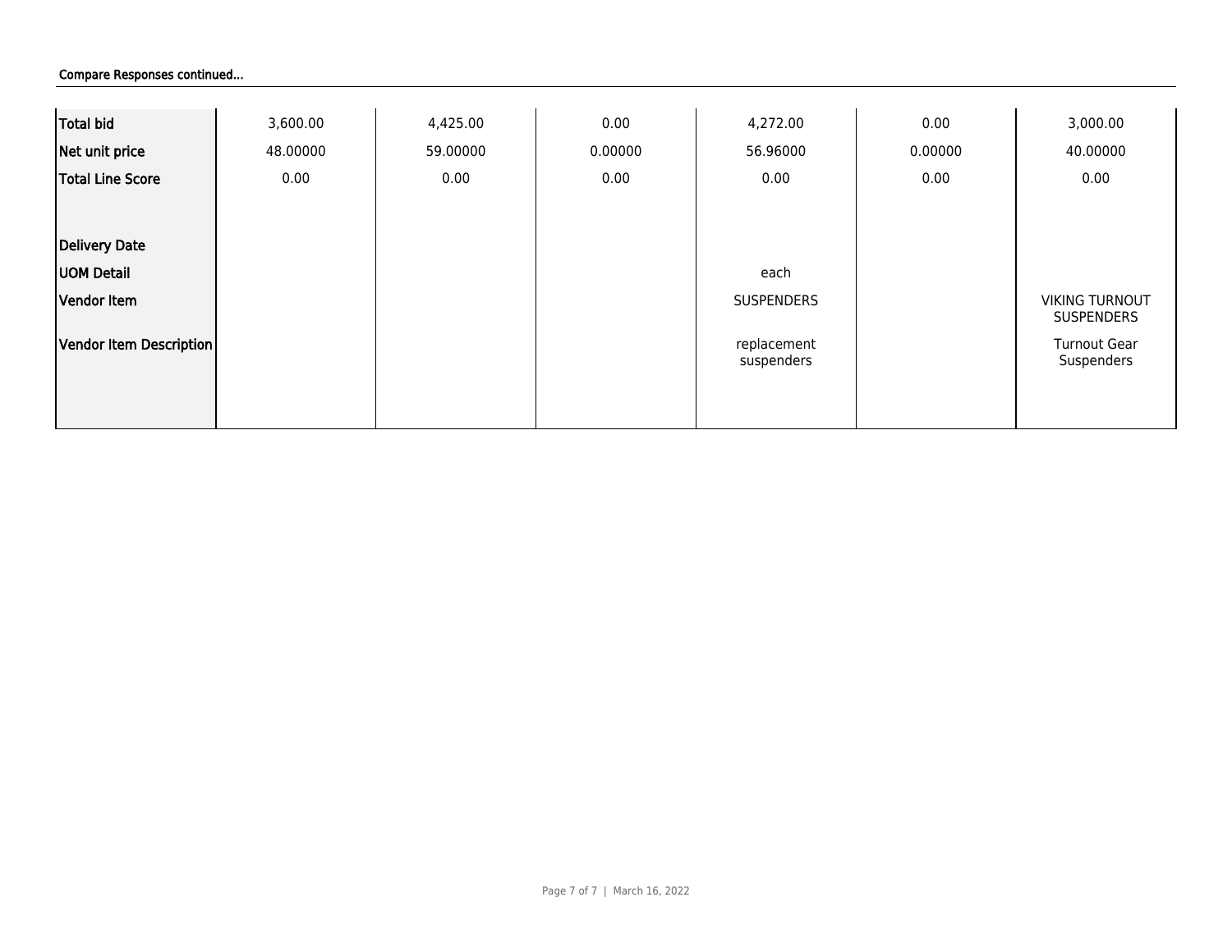Compare Responses continued...

| | | | | | | |
|---|---|---|---|---|---|---|
| Total bid | 3,600.00 | 4,425.00 | 0.00 | 4,272.00 | 0.00 | 3,000.00 |
| Net unit price | 48.00000 | 59.00000 | 0.00000 | 56.96000 | 0.00000 | 40.00000 |
| Total Line Score | 0.00 | 0.00 | 0.00 | 0.00 | 0.00 | 0.00 |
| Delivery Date | | | | | | |
| UOM Detail | | | | each | | |
| Vendor Item | | | | SUSPENDERS | | VIKING TURNOUT SUSPENDERS |
| Vendor Item Description | | | | replacement suspenders | | Turnout Gear Suspenders |